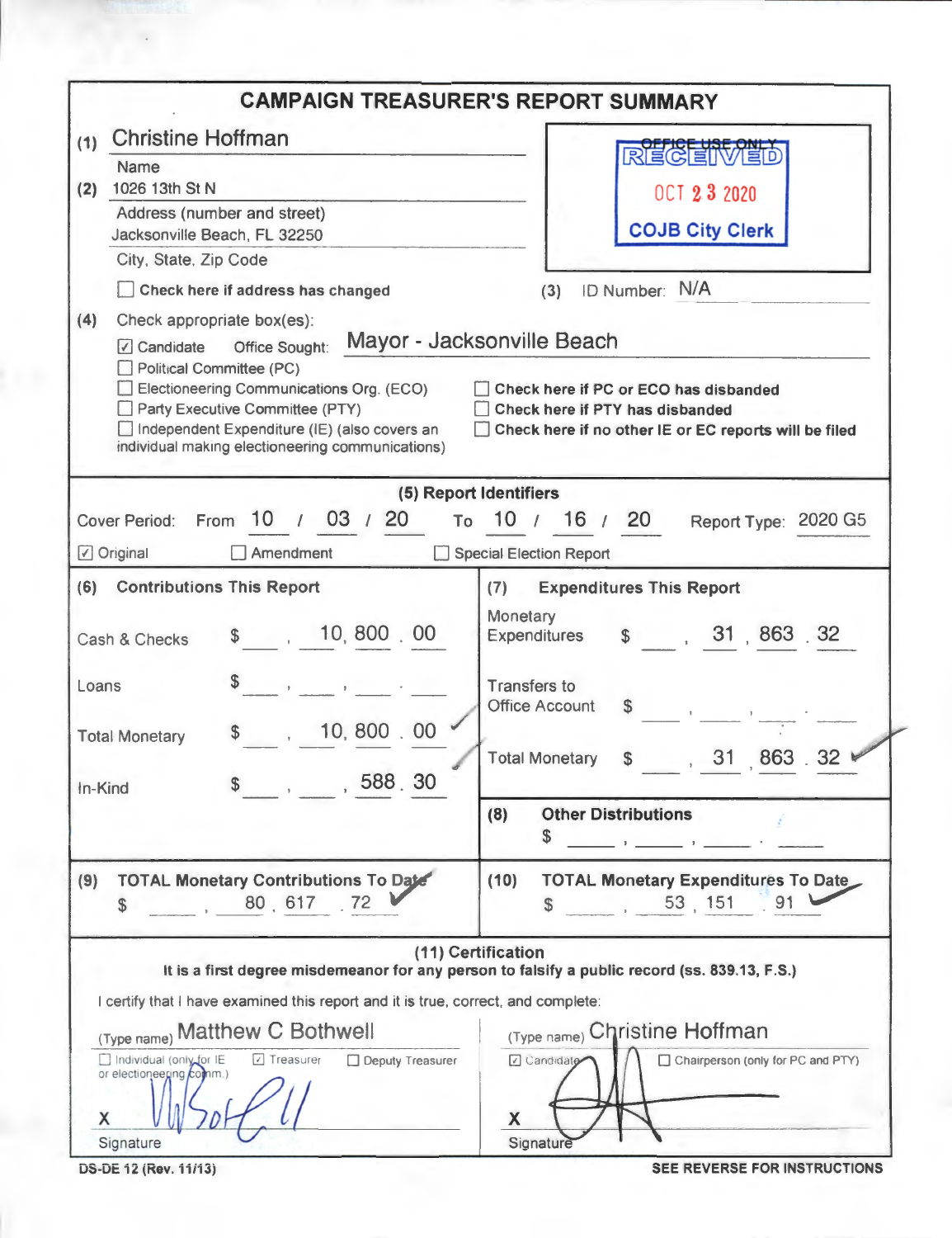# CAMPAIGN TREASURER'S REPORT SUMMARY

**(1)** Christine Hoffman
Name

**(2)** 1026 13th St N
Address (number and street)

Jacksonville Beach, FL 32250
City, State, Zip Code

☐ **Check here if address has changed**

OFFICE USE ONLY
RECEIVED
OCT 23 2020
COJB City Clerk

**(3)** ID Number: N/A

**(4)** Check appropriate box(es):

☑ Candidate Office Sought: Mayor - Jacksonville Beach
☐ Political Committee (PC)
☐ Electioneering Communications Org. (ECO)
☐ Party Executive Committee (PTY)
☐ Independent Expenditure (IE) (also covers an individual making electioneering communications)

☐ **Check here if PC or ECO has disbanded**
☐ **Check here if PTY has disbanded**
☐ **Check here if no other IE or EC reports will be filed**

## (5) Report Identifiers

Cover Period: From 10 / 03 / 20 To 10 / 16 / 20 Report Type: 2020 G5

☑ Original ☐ Amendment ☐ Special Election Report

| (6) Contributions This Report | | (7) Expenditures This Report | |
|---|---|---|---|
| Cash & Checks | $ 10,800.00 | Monetary Expenditures | $ 31,863.32 |
| Loans | $ | Transfers to Office Account | $ |
| Total Monetary | $ 10,800.00 | Total Monetary | $ 31,863.32 |
| In-Kind | $ 588.30 | (8) Other Distributions | $ |

| (9) TOTAL Monetary Contributions To Date | (10) TOTAL Monetary Expenditures To Date |
|---|---|
| $ 80,617.72 | $ 53,151.91 |

## (11) Certification

**It is a first degree misdemeanor for any person to falsify a public record (ss. 839.13, F.S.)**

I certify that I have examined this report and it is true, correct, and complete:

(Type name) Matthew C Bothwell
☐ Individual (only for IE or electioneering comm.) ☑ Treasurer ☐ Deputy Treasurer
X [signature]
Signature

(Type name) Christine Hoffman
☑ Candidate ☐ Chairperson (only for PC and PTY)
X [signature]
Signature

DS-DE 12 (Rev. 11/13) **SEE REVERSE FOR INSTRUCTIONS**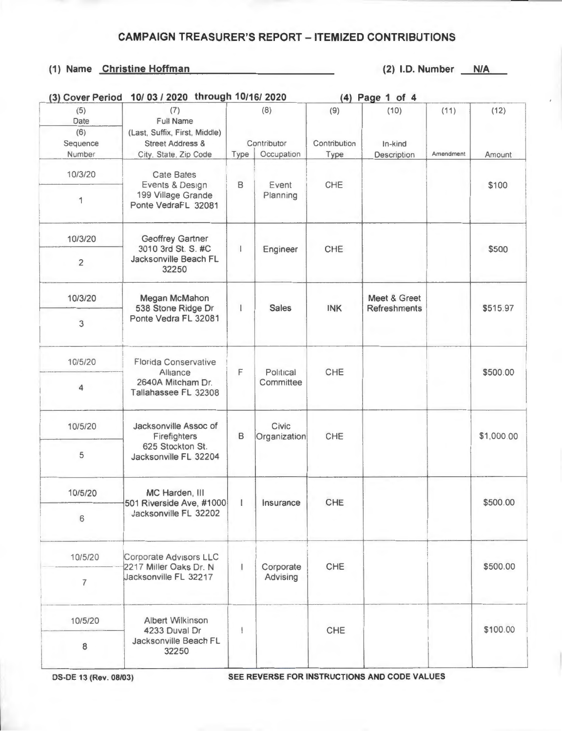# CAMPAIGN TREASURER'S REPORT – ITEMIZED CONTRIBUTIONS

**(1) Name** Christine Hoffman **(2) I.D. Number** N/A

**(3) Cover Period** 10/ 03 / 2020 through 10/16/ 2020 **(4) Page** 1 of 4

| (5) Date / (6) Sequence Number | (7) Full Name (Last, Suffix, First, Middle) Street Address & City, State, Zip Code | (8) Contributor Type | (8) Contributor Occupation | (9) Contribution Type | (10) In-kind Description | (11) Amendment | (12) Amount |
|---|---|---|---|---|---|---|---|
| 10/3/20 / 1 | Cate Bates Events & Design 199 Village Grande Ponte VedraFL 32081 | B | Event Planning | CHE | | | $100 |
| 10/3/20 / 2 | Geoffrey Gartner 3010 3rd St. S. #C Jacksonville Beach FL 32250 | I | Engineer | CHE | | | $500 |
| 10/3/20 / 3 | Megan McMahon 538 Stone Ridge Dr Ponte Vedra FL 32081 | I | Sales | INK | Meet & Greet Refreshments | | $515.97 |
| 10/5/20 / 4 | Florida Conservative Alliance 2640A Mitcham Dr. Tallahassee FL 32308 | F | Political Committee | CHE | | | $500.00 |
| 10/5/20 / 5 | Jacksonville Assoc of Firefighters 625 Stockton St. Jacksonville FL 32204 | B | Civic Organization | CHE | | | $1,000.00 |
| 10/5/20 / 6 | MC Harden, III 501 Riverside Ave, #1000 Jacksonville FL 32202 | I | Insurance | CHE | | | $500.00 |
| 10/5/20 / 7 | Corporate Advisors LLC 2217 Miller Oaks Dr. N Jacksonville FL 32217 | I | Corporate Advising | CHE | | | $500.00 |
| 10/5/20 / 8 | Albert Wilkinson 4233 Duval Dr Jacksonville Beach FL 32250 | I | | CHE | | | $100.00 |

DS-DE 13 (Rev. 08/03) **SEE REVERSE FOR INSTRUCTIONS AND CODE VALUES**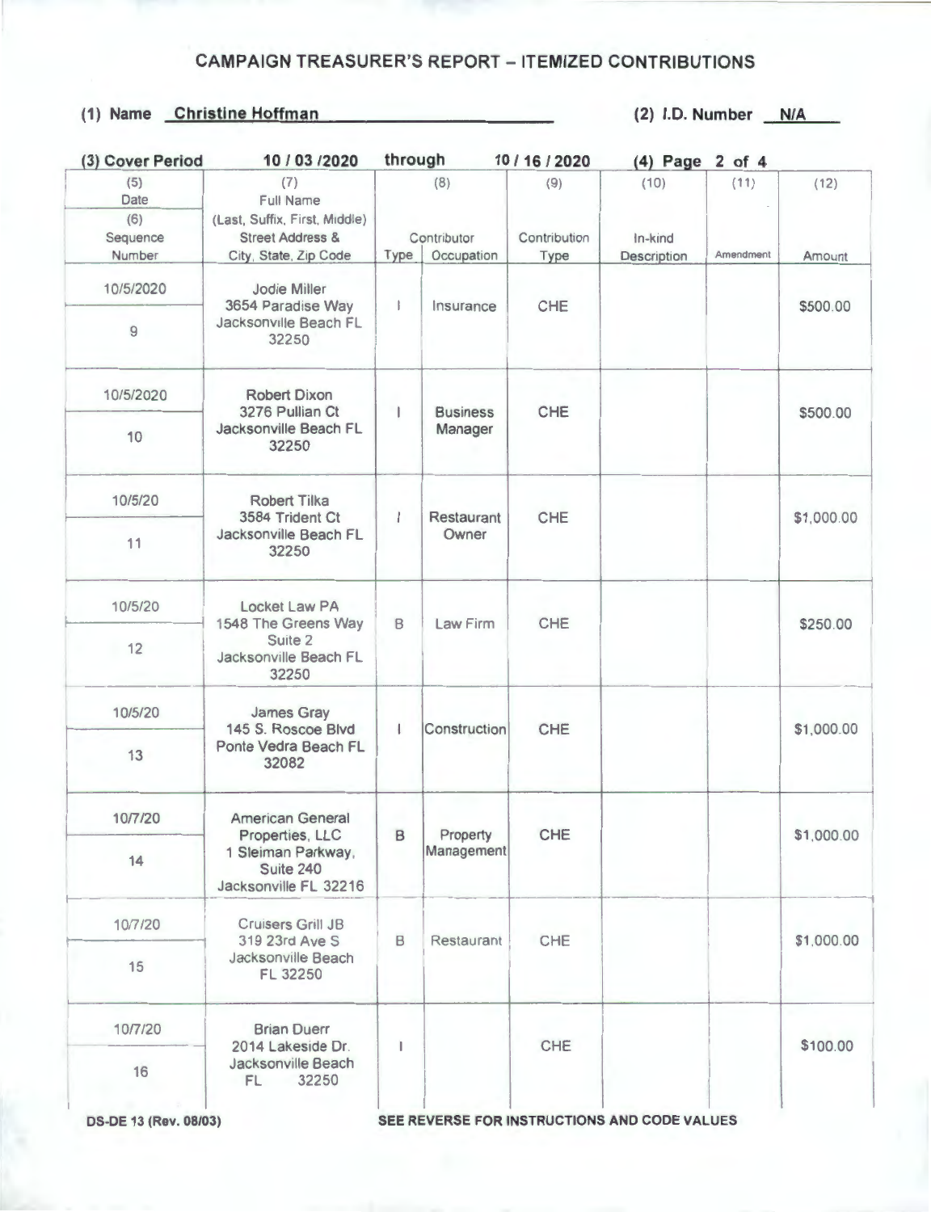# CAMPAIGN TREASURER'S REPORT – ITEMIZED CONTRIBUTIONS

**(1) Name** Christine Hoffman **(2) I.D. Number** N/A

**(3) Cover Period** 10 / 03 /2020 **through** 10 / 16 / 2020 **(4) Page** 2 **of** 4

| (5) Date / (6) Sequence Number | (7) Full Name (Last, Suffix, First, Middle) Street Address & City, State, Zip Code | (8) Contributor Type | (8) Contributor Occupation | (9) Contribution Type | (10) In-kind Description | (11) Amendment | (12) Amount |
|---|---|---|---|---|---|---|---|
| 10/5/2020 / 9 | Jodie Miller 3654 Paradise Way Jacksonville Beach FL 32250 | I | Insurance | CHE | | | $500.00 |
| 10/5/2020 / 10 | Robert Dixon 3276 Pullian Ct Jacksonville Beach FL 32250 | I | Business Manager | CHE | | | $500.00 |
| 10/5/20 / 11 | Robert Tilka 3584 Trident Ct Jacksonville Beach FL 32250 | I | Restaurant Owner | CHE | | | $1,000.00 |
| 10/5/20 / 12 | Locket Law PA 1548 The Greens Way Suite 2 Jacksonville Beach FL 32250 | B | Law Firm | CHE | | | $250.00 |
| 10/5/20 / 13 | James Gray 145 S. Roscoe Blvd Ponte Vedra Beach FL 32082 | I | Construction | CHE | | | $1,000.00 |
| 10/7/20 / 14 | American General Properties, LLC 1 Sleiman Parkway, Suite 240 Jacksonville FL 32216 | B | Property Management | CHE | | | $1,000.00 |
| 10/7/20 / 15 | Cruisers Grill JB 319 23rd Ave S Jacksonville Beach FL 32250 | B | Restaurant | CHE | | | $1,000.00 |
| 10/7/20 / 16 | Brian Duerr 2014 Lakeside Dr. Jacksonville Beach FL 32250 | I | | CHE | | | $100.00 |

DS-DE 13 (Rev. 08/03) SEE REVERSE FOR INSTRUCTIONS AND CODE VALUES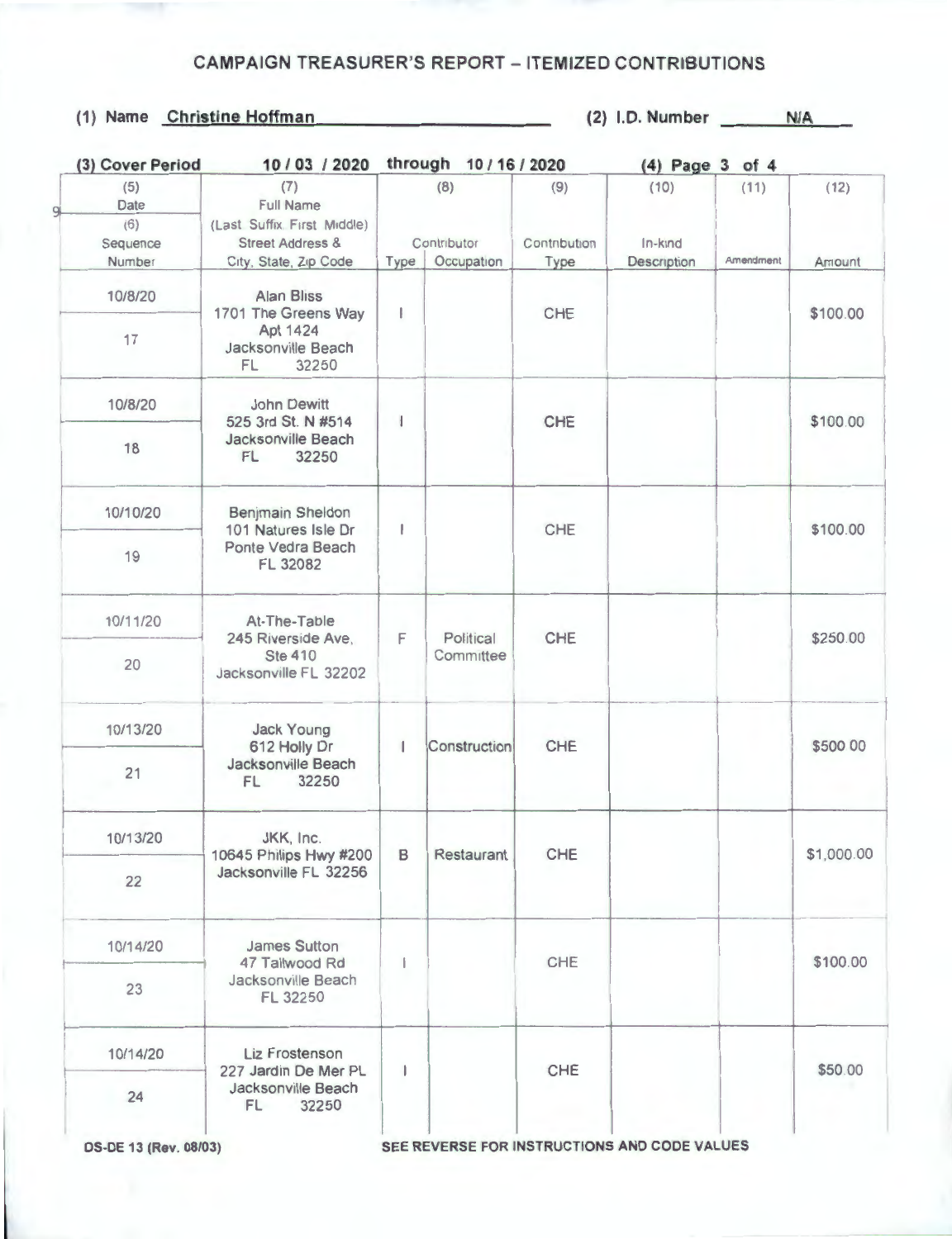# CAMPAIGN TREASURER'S REPORT – ITEMIZED CONTRIBUTIONS

(1) Name **Christine Hoffman** (2) I.D. Number N/A

(3) Cover Period 10 / 03 / 2020 through 10 / 16 / 2020 (4) Page 3 of 4

| (5) Date / (6) Sequence Number | (7) Full Name (Last Suffix First Middle) Street Address & City, State, Zip Code | (8) Contributor Type | Occupation | (9) Contribution Type | (10) In-kind Description | (11) Amendment | (12) Amount |
|---|---|---|---|---|---|---|---|
| 10/8/20 / 17 | Alan Bliss 1701 The Greens Way Apt 1424 Jacksonville Beach FL 32250 | I | | CHE | | | $100.00 |
| 10/8/20 / 18 | John Dewitt 525 3rd St. N #514 Jacksonville Beach FL 32250 | I | | CHE | | | $100.00 |
| 10/10/20 / 19 | Benjmain Sheldon 101 Natures Isle Dr Ponte Vedra Beach FL 32082 | I | | CHE | | | $100.00 |
| 10/11/20 / 20 | At-The-Table 245 Riverside Ave, Ste 410 Jacksonville FL 32202 | F | Political Committee | CHE | | | $250.00 |
| 10/13/20 / 21 | Jack Young 612 Holly Dr Jacksonville Beach FL 32250 | I | Construction | CHE | | | $500 00 |
| 10/13/20 / 22 | JKK, Inc. 10645 Philips Hwy #200 Jacksonville FL 32256 | B | Restaurant | CHE | | | $1,000.00 |
| 10/14/20 / 23 | James Sutton 47 Tailwood Rd Jacksonville Beach FL 32250 | I | | CHE | | | $100.00 |
| 10/14/20 / 24 | Liz Frostenson 227 Jardin De Mer PL Jacksonville Beach FL 32250 | I | | CHE | | | $50.00 |

DS-DE 13 (Rev. 08/03) SEE REVERSE FOR INSTRUCTIONS AND CODE VALUES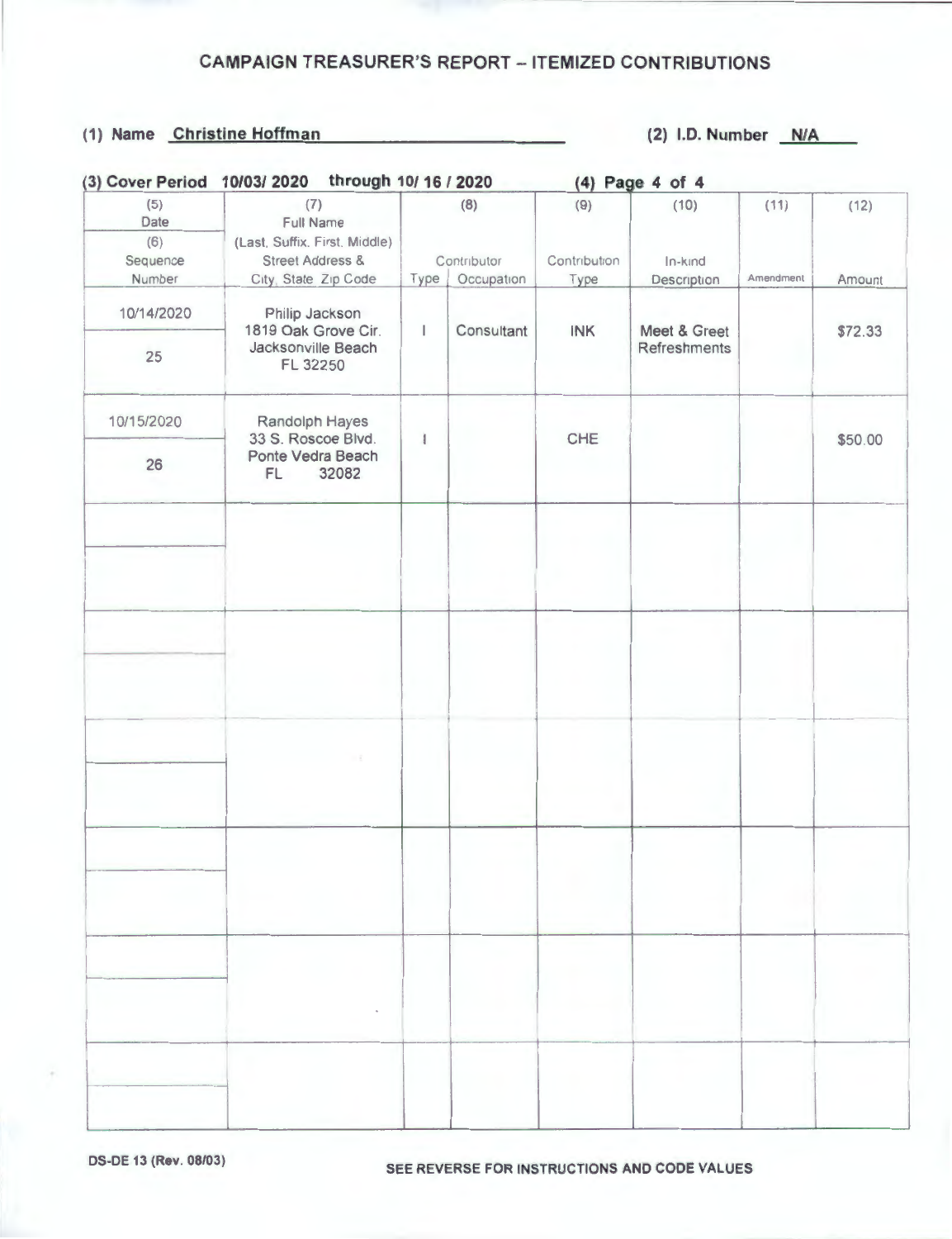# CAMPAIGN TREASURER'S REPORT – ITEMIZED CONTRIBUTIONS

**(1) Name** Christine Hoffman **(2) I.D. Number** N/A

**(3) Cover Period** 10/03/ 2020 through 10/ 16 / 2020 **(4) Page** 4 of 4

| (5) Date / (6) Sequence Number | (7) Full Name (Last, Suffix, First, Middle) Street Address & City, State Zip Code | (8) Contributor Type | (8) Contributor Occupation | (9) Contribution Type | (10) In-kind Description | (11) Amendment | (12) Amount |
|---|---|---|---|---|---|---|---|
| 10/14/2020 / 25 | Philip Jackson 1819 Oak Grove Cir. Jacksonville Beach FL 32250 | I | Consultant | INK | Meet & Greet Refreshments | | $72.33 |
| 10/15/2020 / 26 | Randolph Hayes 33 S. Roscoe Blvd. Ponte Vedra Beach FL 32082 | I | | CHE | | | $50.00 |
| | | | | | | | |
| | | | | | | | |
| | | | | | | | |
| | | | | | | | |
| | | | | | | | |
| | | | | | | | |

DS-DE 13 (Rev. 08/03)

SEE REVERSE FOR INSTRUCTIONS AND CODE VALUES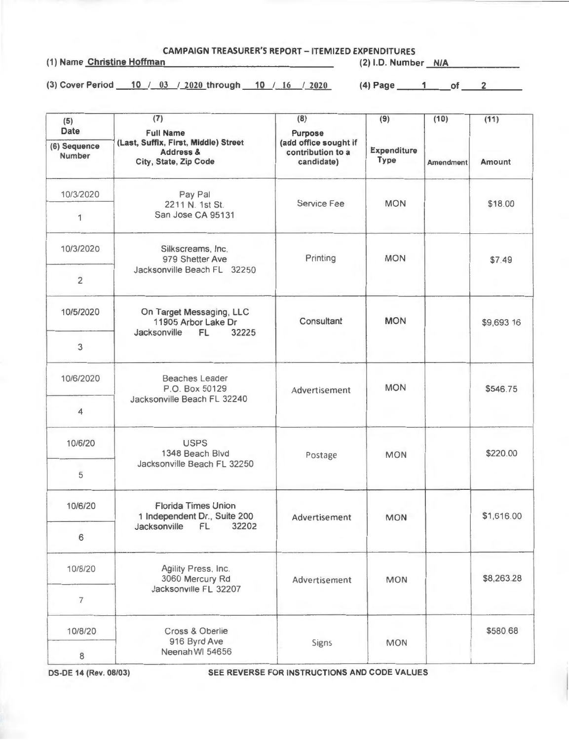# CAMPAIGN TREASURER'S REPORT – ITEMIZED EXPENDITURES

(1) Name Christine Hoffman (2) I.D. Number N/A

(3) Cover Period 10 / 03 / 2020 through 10 / 16 / 2020 (4) Page 1 of 2

| (5) Date / (6) Sequence Number | (7) Full Name (Last, Suffix, First, Middle) Street Address & City, State, Zip Code | (8) Purpose (add office sought if contribution to a candidate) | (9) Expenditure Type | (10) Amendment | (11) Amount |
|---|---|---|---|---|---|
| 10/3/2020<br>1 | Pay Pal<br>2211 N. 1st St.<br>San Jose CA 95131 | Service Fee | MON | | $18.00 |
| 10/3/2020<br>2 | Silkscreams, Inc.<br>979 Shetter Ave<br>Jacksonville Beach FL 32250 | Printing | MON | | $7.49 |
| 10/5/2020<br>3 | On Target Messaging, LLC<br>11905 Arbor Lake Dr<br>Jacksonville FL 32225 | Consultant | MON | | $9,693 16 |
| 10/6/2020<br>4 | Beaches Leader<br>P.O. Box 50129<br>Jacksonville Beach FL 32240 | Advertisement | MON | | $546.75 |
| 10/6/20<br>5 | USPS<br>1348 Beach Blvd<br>Jacksonville Beach FL 32250 | Postage | MON | | $220.00 |
| 10/6/20<br>6 | Florida Times Union<br>1 Independent Dr., Suite 200<br>Jacksonville FL 32202 | Advertisement | MON | | $1,616.00 |
| 10/8/20<br>7 | Agility Press, Inc.<br>3060 Mercury Rd<br>Jacksonville FL 32207 | Advertisement | MON | | $8,263.28 |
| 10/8/20<br>8 | Cross & Oberlie<br>916 Byrd Ave<br>Neenah WI 54656 | Signs | MON | | $580.68 |

DS-DE 14 (Rev. 08/03) SEE REVERSE FOR INSTRUCTIONS AND CODE VALUES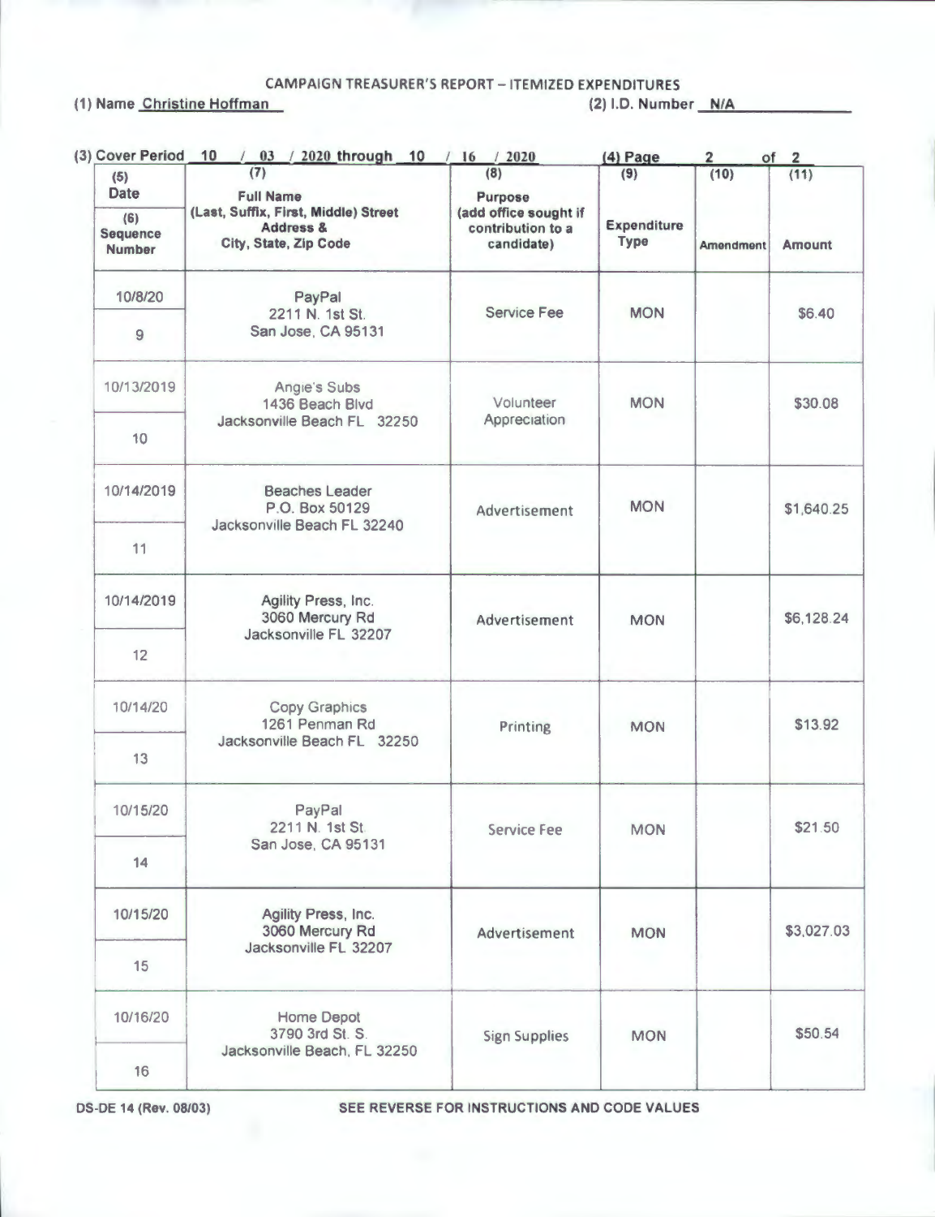# CAMPAIGN TREASURER'S REPORT – ITEMIZED EXPENDITURES

(1) Name Christine Hoffman (2) I.D. Number N/A

(3) Cover Period 10 / 03 / 2020 through 10 / 16 / 2020 (4) Page 2 of 2

| (5) Date / (6) Sequence Number | (7) Full Name (Last, Suffix, First, Middle) Street Address & City, State, Zip Code | (8) Purpose (add office sought if contribution to a candidate) | (9) Expenditure Type | (10) Amendment | (11) Amount |
|---|---|---|---|---|---|
| 10/8/20 / 9 | PayPal 2211 N. 1st St. San Jose, CA 95131 | Service Fee | MON | | $6.40 |
| 10/13/2019 / 10 | Angie's Subs 1436 Beach Blvd Jacksonville Beach FL 32250 | Volunteer Appreciation | MON | | $30.08 |
| 10/14/2019 / 11 | Beaches Leader P.O. Box 50129 Jacksonville Beach FL 32240 | Advertisement | MON | | $1,640.25 |
| 10/14/2019 / 12 | Agility Press, Inc. 3060 Mercury Rd Jacksonville FL 32207 | Advertisement | MON | | $6,128.24 |
| 10/14/20 / 13 | Copy Graphics 1261 Penman Rd Jacksonville Beach FL 32250 | Printing | MON | | $13.92 |
| 10/15/20 / 14 | PayPal 2211 N. 1st St San Jose, CA 95131 | Service Fee | MON | | $21.50 |
| 10/15/20 / 15 | Agility Press, Inc. 3060 Mercury Rd Jacksonville FL 32207 | Advertisement | MON | | $3,027.03 |
| 10/16/20 / 16 | Home Depot 3790 3rd St. S. Jacksonville Beach, FL 32250 | Sign Supplies | MON | | $50.54 |

DS-DE 14 (Rev. 08/03) SEE REVERSE FOR INSTRUCTIONS AND CODE VALUES